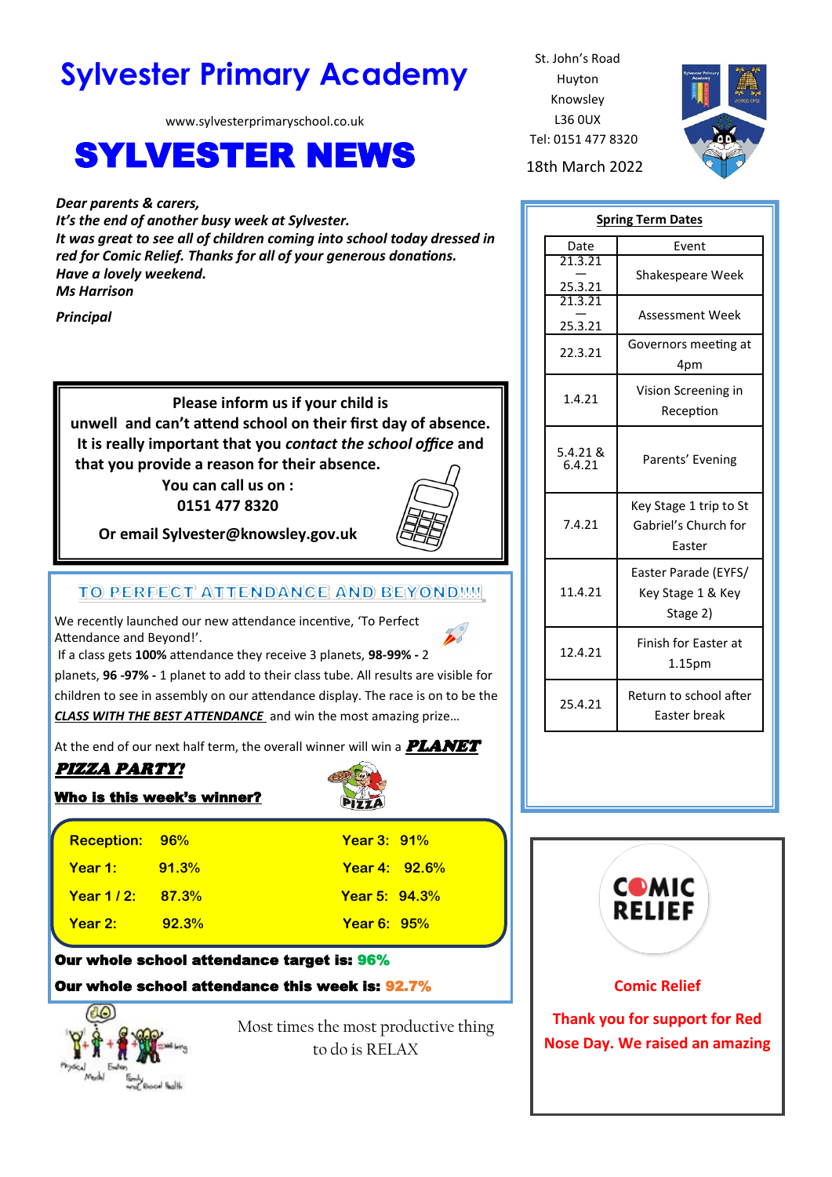# Sylvester Primary Academy

www.sylvesterprimaryschool.co.uk

# SYLVESTER NEWS

St. John's Road
Huyton
Knowsley
L36 0UX
Tel: 0151 477 8320

18th March 2022

***Dear parents & carers,***
***It's the end of another busy week at Sylvester.***
***It was great to see all of children coming into school today dressed in red for Comic Relief. Thanks for all of your generous donations.***
***Have a lovely weekend.***
***Ms Harrison***

***Principal***

**Please inform us if your child is unwell and can't attend school on their first day of absence. It is really important that you *contact the school office* and that you provide a reason for their absence.**
**You can call us on :**
**0151 477 8320**

**Or email Sylvester@knowsley.gov.uk**

## TO PERFECT ATTENDANCE AND BEYOND!!!!

We recently launched our new attendance incentive, 'To Perfect Attendance and Beyond!'.
If a class gets **100%** attendance they receive 3 planets, **98-99% -** 2 planets, **96 -97% -** 1 planet to add to their class tube. All results are visible for children to see in assembly on our attendance display. The race is on to be the ***CLASS WITH THE BEST ATTENDANCE*** and win the most amazing prize…

At the end of our next half term, the overall winner will win a ***PLANET PIZZA PARTY!***

**Who is this week's winner?**

| | | | |
|---|---|---|---|
| **Reception:** | **96%** | **Year 3:** | **91%** |
| **Year 1:** | **91.3%** | **Year 4:** | **92.6%** |
| **Year 1 / 2:** | **87.3%** | **Year 5:** | **94.3%** |
| **Year 2:** | **92.3%** | **Year 6:** | **95%** |

**Our whole school attendance target is: 96%**

**Our whole school attendance this week is: 92.7%**

Most times the most productive thing to do is RELAX

## Spring Term Dates

| Date | Event |
|---|---|
| 21.3.21 — 25.3.21 | Shakespeare Week |
| 21.3.21 — 25.3.21 | Assessment Week |
| 22.3.21 | Governors meeting at 4pm |
| 1.4.21 | Vision Screening in Reception |
| 5.4.21 & 6.4.21 | Parents' Evening |
| 7.4.21 | Key Stage 1 trip to St Gabriel's Church for Easter |
| 11.4.21 | Easter Parade (EYFS/ Key Stage 1 & Key Stage 2) |
| 12.4.21 | Finish for Easter at 1.15pm |
| 25.4.21 | Return to school after Easter break |

**Comic Relief**

**Thank you for support for Red Nose Day. We raised an amazing**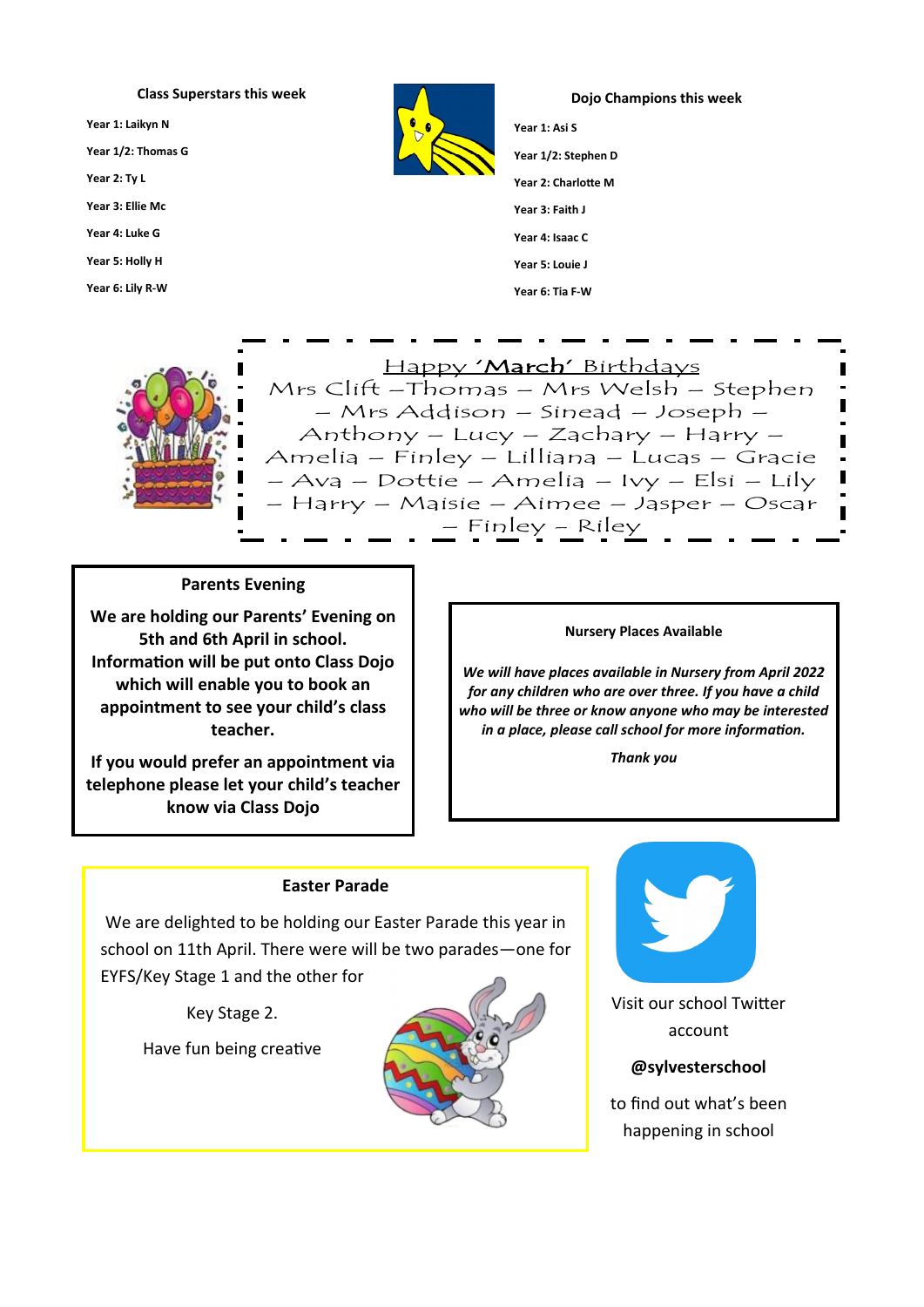## Class Superstars this week

Year 1: Laikyn N

Year 1/2: Thomas G

Year 2: Ty L

Year 3: Ellie Mc

Year 4: Luke G

Year 5: Holly H

Year 6: Lily R-W

## Dojo Champions this week

Year 1: Asi S

Year 1/2: Stephen D

Year 2: Charlotte M

Year 3: Faith J

Year 4: Isaac C

Year 5: Louie J

Year 6: Tia F-W

## Happy '**March**' Birthdays

Mrs Clift –Thomas – Mrs Welsh – Stephen – Mrs Addison – Sinead – Joseph – Anthony – Lucy – Zachary – Harry – Amelia – Finley – Lilliana – Lucas – Gracie – Ava – Dottie – Amelia – Ivy – Elsi – Lily – Harry – Maisie – Aimee – Jasper – Oscar – Finley - Riley

## Parents Evening

**We are holding our Parents' Evening on 5th and 6th April in school. Information will be put onto Class Dojo which will enable you to book an appointment to see your child's class teacher.**

**If you would prefer an appointment via telephone please let your child's teacher know via Class Dojo**

## Nursery Places Available

***We will have places available in Nursery from April 2022 for any children who are over three. If you have a child who will be three or know anyone who may be interested in a place, please call school for more information.***

***Thank you***

## Easter Parade

We are delighted to be holding our Easter Parade this year in school on 11th April. There were will be two parades—one for EYFS/Key Stage 1 and the other for

Key Stage 2.

Have fun being creative

Visit our school Twitter account

**@sylvesterschool**

to find out what's been happening in school